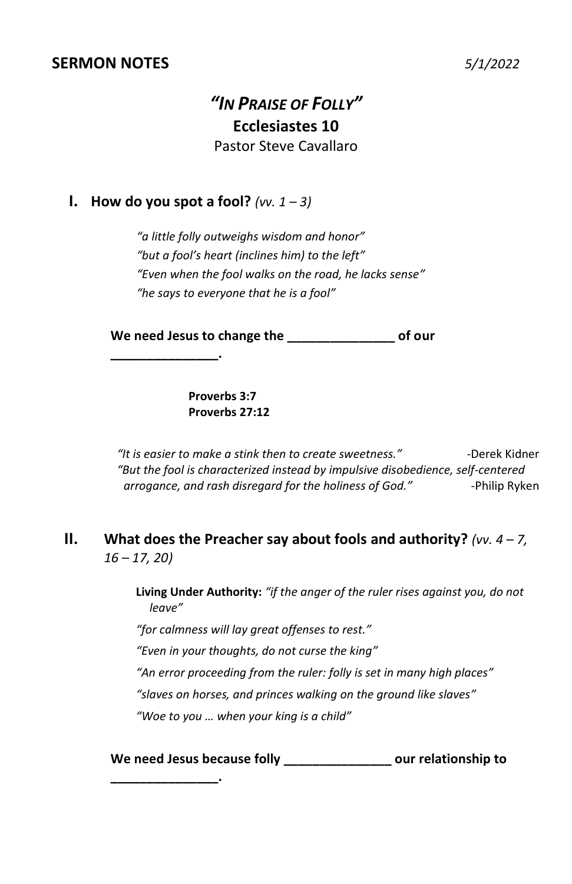**SERMON NOTES** *5/1/2022*

# *"In Praise of Folly"*

## Ecclesiastes 10

Pastor Steve Cavallaro

## I. How do you spot a fool? *(vv. 1 – 3)*

*"a little folly outweighs wisdom and honor"*
*"but a fool's heart (inclines him) to the left"*
*"Even when the fool walks on the road, he lacks sense"*
*"he says to everyone that he is a fool"*

**We need Jesus to change the _______________ of our _______________.**

**Proverbs 3:7**
**Proverbs 27:12**

*"It is easier to make a stink then to create sweetness."* -Derek Kidner

*"But the fool is characterized instead by impulsive disobedience, self-centered arrogance, and rash disregard for the holiness of God."* -Philip Ryken

## II. What does the Preacher say about fools and authority? *(vv. 4 – 7, 16 – 17, 20)*

**Living Under Authority:** *"if the anger of the ruler rises against you, do not leave"*

*"for calmness will lay great offenses to rest."*

*"Even in your thoughts, do not curse the king"*

*"An error proceeding from the ruler: folly is set in many high places"*

*"slaves on horses, and princes walking on the ground like slaves"*

*"Woe to you … when your king is a child"*

**We need Jesus because folly _______________ our relationship to _______________.**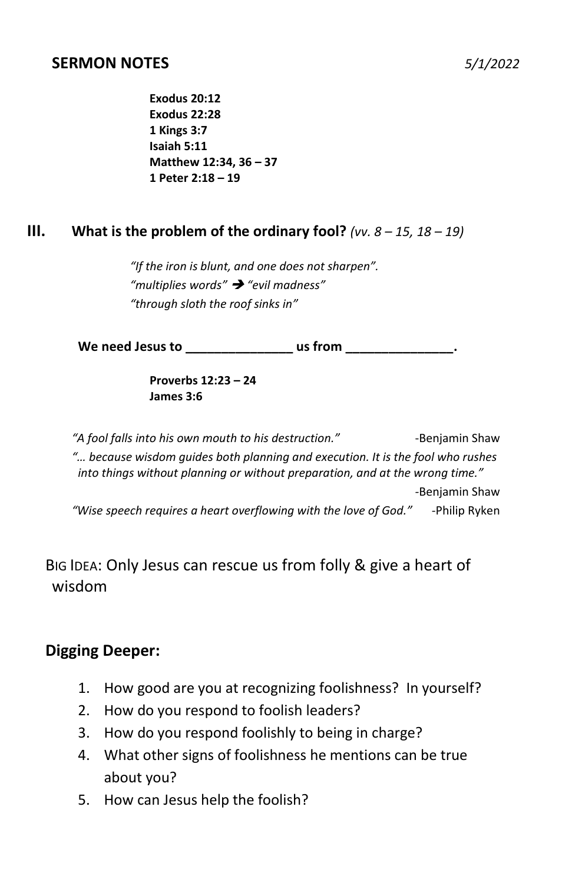## SERMON NOTES *5/1/2022*

**Exodus 20:12**
**Exodus 22:28**
**1 Kings 3:7**
**Isaiah 5:11**
**Matthew 12:34, 36 – 37**
**1 Peter 2:18 – 19**

### III. What is the problem of the ordinary fool? *(vv. 8 – 15, 18 – 19)*

*"If the iron is blunt, and one does not sharpen".*
*"multiplies words"* ➔ *"evil madness"*
*"through sloth the roof sinks in"*

**We need Jesus to _______________ us from _______________.**

**Proverbs 12:23 – 24**
**James 3:6**

*"A fool falls into his own mouth to his destruction."* -Benjamin Shaw

*"… because wisdom guides both planning and execution. It is the fool who rushes into things without planning or without preparation, and at the wrong time."* -Benjamin Shaw

*"Wise speech requires a heart overflowing with the love of God."* -Philip Ryken

BIG IDEA: Only Jesus can rescue us from folly & give a heart of wisdom

## Digging Deeper:

1. How good are you at recognizing foolishness? In yourself?
2. How do you respond to foolish leaders?
3. How do you respond foolishly to being in charge?
4. What other signs of foolishness he mentions can be true about you?
5. How can Jesus help the foolish?